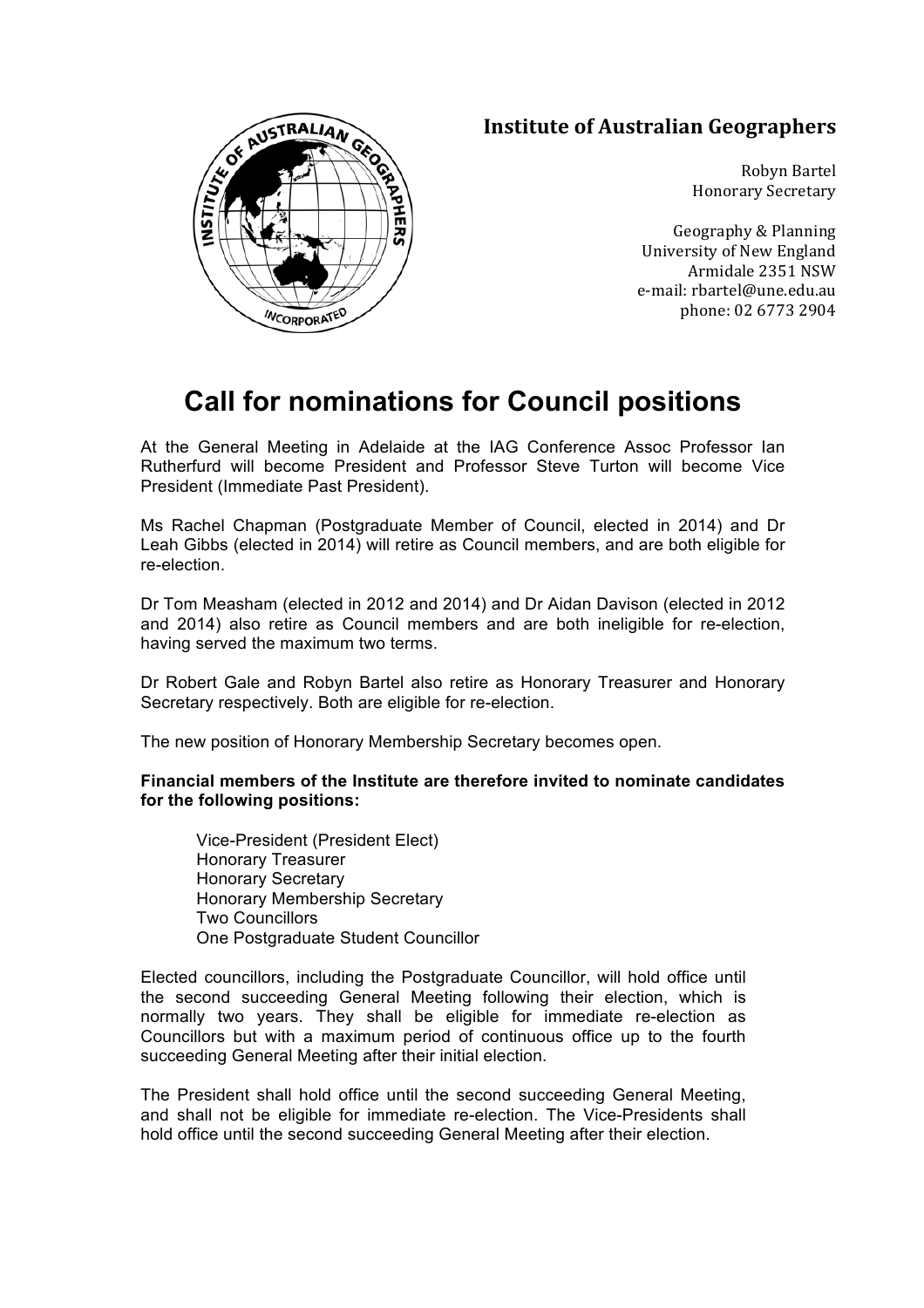**Institute of Australian Geographers**

Robyn Bartel
Honorary Secretary

Geography & Planning
University of New England
Armidale 2351 NSW
e-mail: rbartel@une.edu.au
phone: 02 6773 2904

# Call for nominations for Council positions

At the General Meeting in Adelaide at the IAG Conference Assoc Professor Ian Rutherfurd will become President and Professor Steve Turton will become Vice President (Immediate Past President).

Ms Rachel Chapman (Postgraduate Member of Council, elected in 2014) and Dr Leah Gibbs (elected in 2014) will retire as Council members, and are both eligible for re-election.

Dr Tom Measham (elected in 2012 and 2014) and Dr Aidan Davison (elected in 2012 and 2014) also retire as Council members and are both ineligible for re-election, having served the maximum two terms.

Dr Robert Gale and Robyn Bartel also retire as Honorary Treasurer and Honorary Secretary respectively. Both are eligible for re-election.

The new position of Honorary Membership Secretary becomes open.

**Financial members of the Institute are therefore invited to nominate candidates for the following positions:**

- Vice-President (President Elect)
- Honorary Treasurer
- Honorary Secretary
- Honorary Membership Secretary
- Two Councillors
- One Postgraduate Student Councillor

Elected councillors, including the Postgraduate Councillor, will hold office until the second succeeding General Meeting following their election, which is normally two years. They shall be eligible for immediate re-election as Councillors but with a maximum period of continuous office up to the fourth succeeding General Meeting after their initial election.

The President shall hold office until the second succeeding General Meeting, and shall not be eligible for immediate re-election. The Vice-Presidents shall hold office until the second succeeding General Meeting after their election.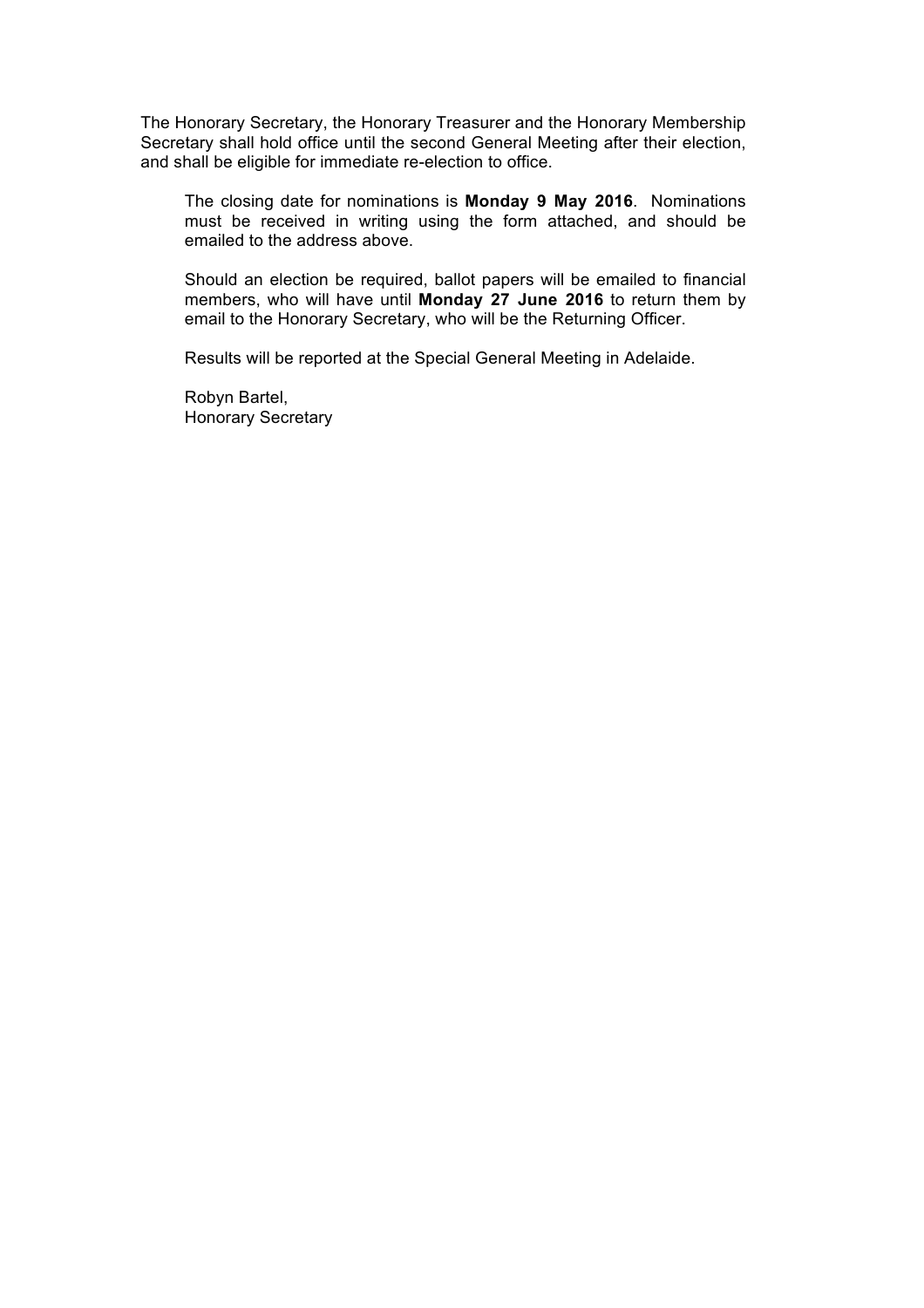The Honorary Secretary, the Honorary Treasurer and the Honorary Membership Secretary shall hold office until the second General Meeting after their election, and shall be eligible for immediate re-election to office.

The closing date for nominations is **Monday 9 May 2016**. Nominations must be received in writing using the form attached, and should be emailed to the address above.

Should an election be required, ballot papers will be emailed to financial members, who will have until **Monday 27 June 2016** to return them by email to the Honorary Secretary, who will be the Returning Officer.

Results will be reported at the Special General Meeting in Adelaide.

Robyn Bartel,
Honorary Secretary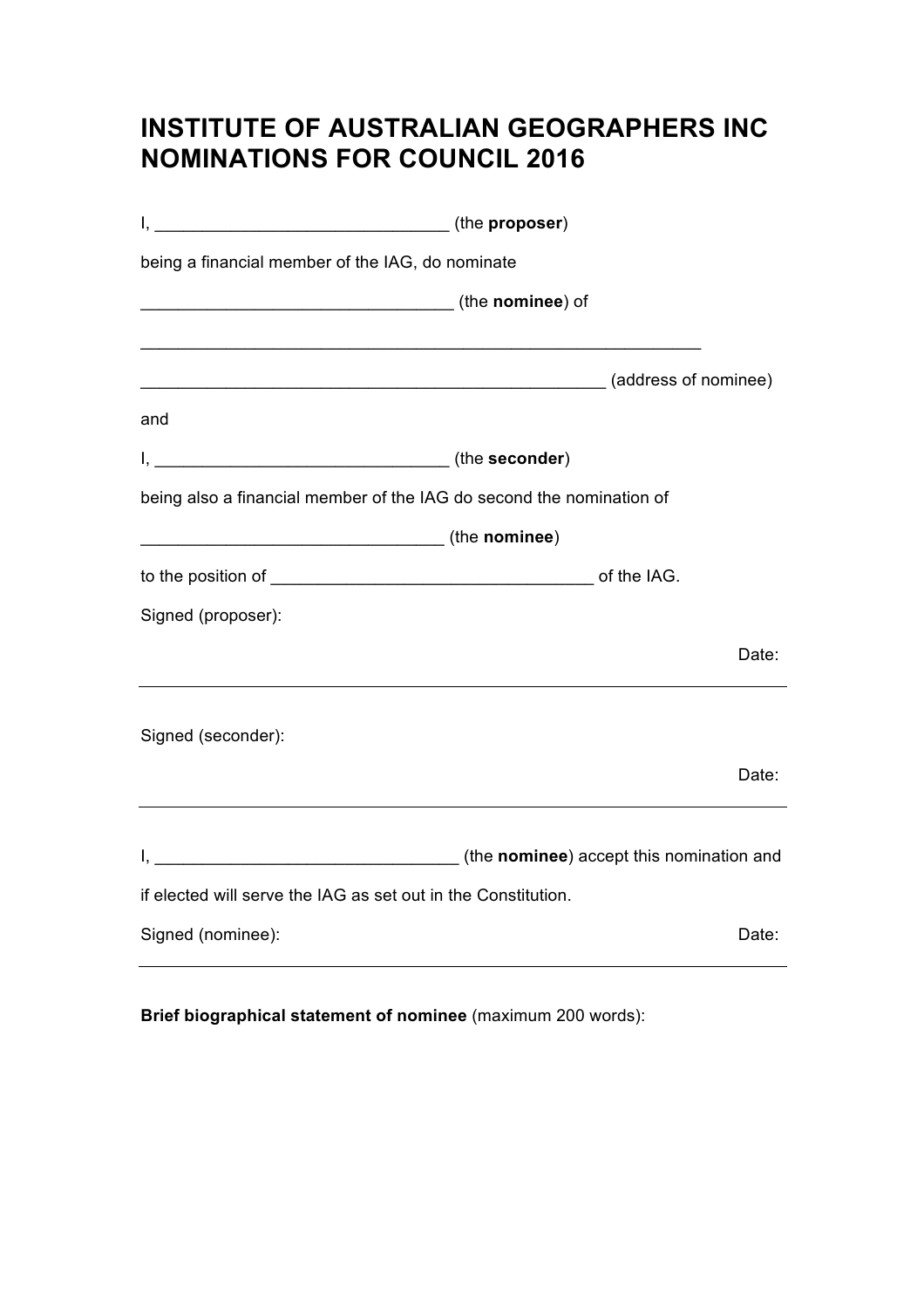# INSTITUTE OF AUSTRALIAN GEOGRAPHERS INC NOMINATIONS FOR COUNCIL 2016

I, ______________________________ (the **proposer**)

being a financial member of the IAG, do nominate

________________________________ (the **nominee**) of

____________________________________________________________

_________________________________________________ (address of nominee)

and

I, ______________________________ (the **seconder**)

being also a financial member of the IAG do second the nomination of

_______________________________ (the **nominee**)

to the position of _________________________________ of the IAG.

Signed (proposer):

Date:

---

Signed (seconder):

Date:

---

I, _______________________________ (the **nominee**) accept this nomination and

if elected will serve the IAG as set out in the Constitution.

Signed (nominee): Date:

---

**Brief biographical statement of nominee** (maximum 200 words):